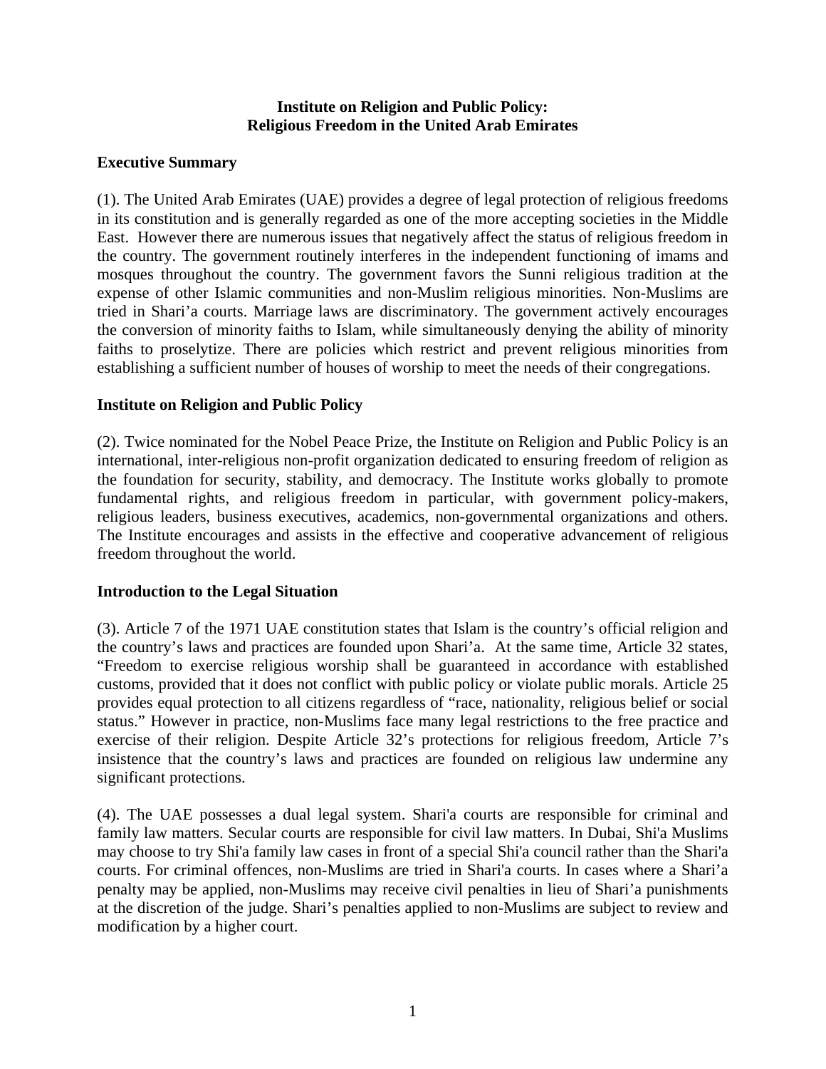**Institute on Religion and Public Policy:**
**Religious Freedom in the United Arab Emirates**

**Executive Summary**

(1). The United Arab Emirates (UAE) provides a degree of legal protection of religious freedoms in its constitution and is generally regarded as one of the more accepting societies in the Middle East. However there are numerous issues that negatively affect the status of religious freedom in the country. The government routinely interferes in the independent functioning of imams and mosques throughout the country. The government favors the Sunni religious tradition at the expense of other Islamic communities and non-Muslim religious minorities. Non-Muslims are tried in Shari'a courts. Marriage laws are discriminatory. The government actively encourages the conversion of minority faiths to Islam, while simultaneously denying the ability of minority faiths to proselytize. There are policies which restrict and prevent religious minorities from establishing a sufficient number of houses of worship to meet the needs of their congregations.

**Institute on Religion and Public Policy**

(2). Twice nominated for the Nobel Peace Prize, the Institute on Religion and Public Policy is an international, inter-religious non-profit organization dedicated to ensuring freedom of religion as the foundation for security, stability, and democracy. The Institute works globally to promote fundamental rights, and religious freedom in particular, with government policy-makers, religious leaders, business executives, academics, non-governmental organizations and others. The Institute encourages and assists in the effective and cooperative advancement of religious freedom throughout the world.

**Introduction to the Legal Situation**

(3). Article 7 of the 1971 UAE constitution states that Islam is the country's official religion and the country's laws and practices are founded upon Shari'a. At the same time, Article 32 states, "Freedom to exercise religious worship shall be guaranteed in accordance with established customs, provided that it does not conflict with public policy or violate public morals. Article 25 provides equal protection to all citizens regardless of "race, nationality, religious belief or social status." However in practice, non-Muslims face many legal restrictions to the free practice and exercise of their religion. Despite Article 32's protections for religious freedom, Article 7's insistence that the country's laws and practices are founded on religious law undermine any significant protections.

(4). The UAE possesses a dual legal system. Shari'a courts are responsible for criminal and family law matters. Secular courts are responsible for civil law matters. In Dubai, Shi'a Muslims may choose to try Shi'a family law cases in front of a special Shi'a council rather than the Shari'a courts. For criminal offences, non-Muslims are tried in Shari'a courts. In cases where a Shari'a penalty may be applied, non-Muslims may receive civil penalties in lieu of Shari'a punishments at the discretion of the judge. Shari's penalties applied to non-Muslims are subject to review and modification by a higher court.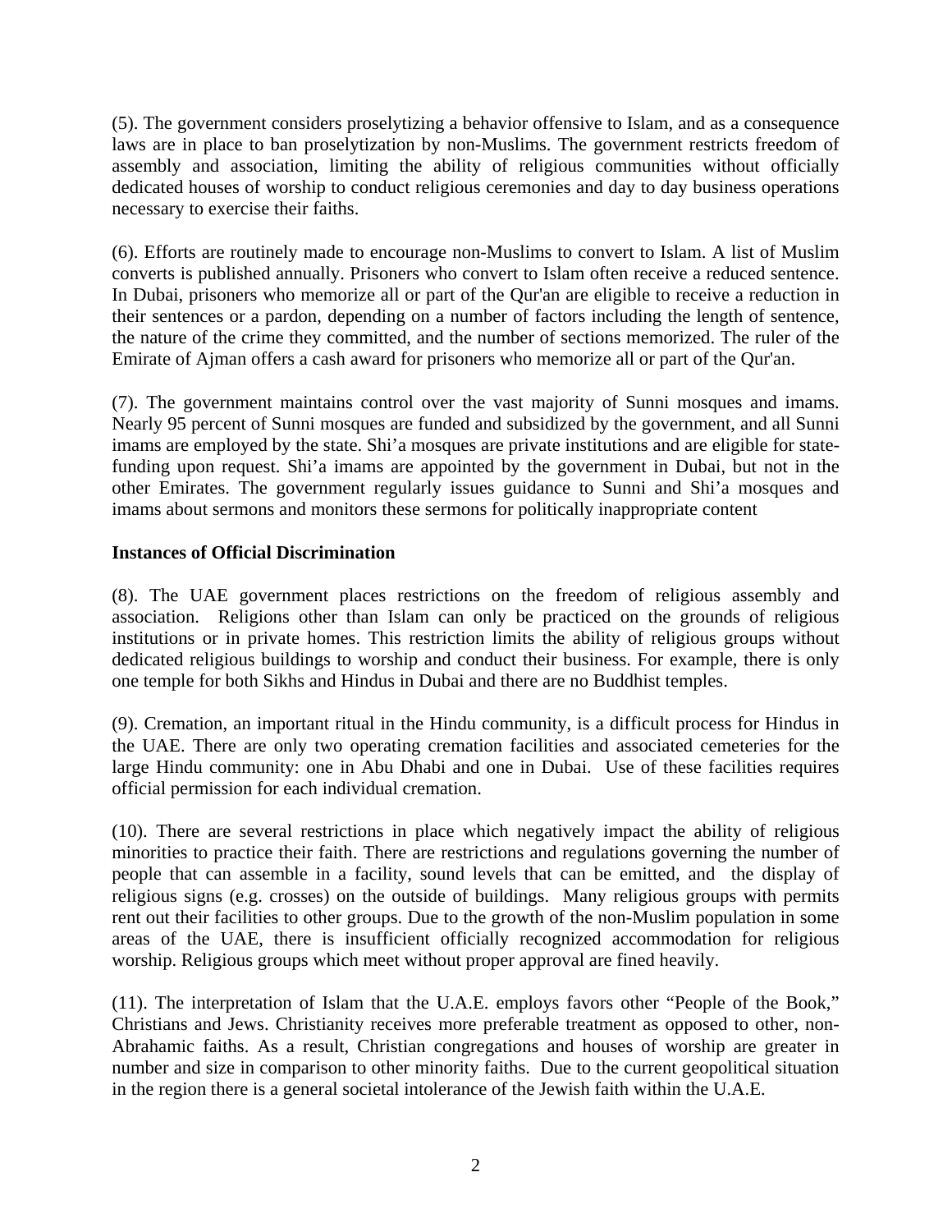(5). The government considers proselytizing a behavior offensive to Islam, and as a consequence laws are in place to ban proselytization by non-Muslims. The government restricts freedom of assembly and association, limiting the ability of religious communities without officially dedicated houses of worship to conduct religious ceremonies and day to day business operations necessary to exercise their faiths.

(6). Efforts are routinely made to encourage non-Muslims to convert to Islam. A list of Muslim converts is published annually. Prisoners who convert to Islam often receive a reduced sentence. In Dubai, prisoners who memorize all or part of the Qur'an are eligible to receive a reduction in their sentences or a pardon, depending on a number of factors including the length of sentence, the nature of the crime they committed, and the number of sections memorized. The ruler of the Emirate of Ajman offers a cash award for prisoners who memorize all or part of the Qur'an.

(7). The government maintains control over the vast majority of Sunni mosques and imams. Nearly 95 percent of Sunni mosques are funded and subsidized by the government, and all Sunni imams are employed by the state. Shi'a mosques are private institutions and are eligible for state-funding upon request. Shi'a imams are appointed by the government in Dubai, but not in the other Emirates. The government regularly issues guidance to Sunni and Shi'a mosques and imams about sermons and monitors these sermons for politically inappropriate content

**Instances of Official Discrimination**

(8). The UAE government places restrictions on the freedom of religious assembly and association. Religions other than Islam can only be practiced on the grounds of religious institutions or in private homes. This restriction limits the ability of religious groups without dedicated religious buildings to worship and conduct their business. For example, there is only one temple for both Sikhs and Hindus in Dubai and there are no Buddhist temples.

(9). Cremation, an important ritual in the Hindu community, is a difficult process for Hindus in the UAE. There are only two operating cremation facilities and associated cemeteries for the large Hindu community: one in Abu Dhabi and one in Dubai. Use of these facilities requires official permission for each individual cremation.

(10). There are several restrictions in place which negatively impact the ability of religious minorities to practice their faith. There are restrictions and regulations governing the number of people that can assemble in a facility, sound levels that can be emitted, and the display of religious signs (e.g. crosses) on the outside of buildings. Many religious groups with permits rent out their facilities to other groups. Due to the growth of the non-Muslim population in some areas of the UAE, there is insufficient officially recognized accommodation for religious worship. Religious groups which meet without proper approval are fined heavily.

(11). The interpretation of Islam that the U.A.E. employs favors other "People of the Book," Christians and Jews. Christianity receives more preferable treatment as opposed to other, non-Abrahamic faiths. As a result, Christian congregations and houses of worship are greater in number and size in comparison to other minority faiths. Due to the current geopolitical situation in the region there is a general societal intolerance of the Jewish faith within the U.A.E.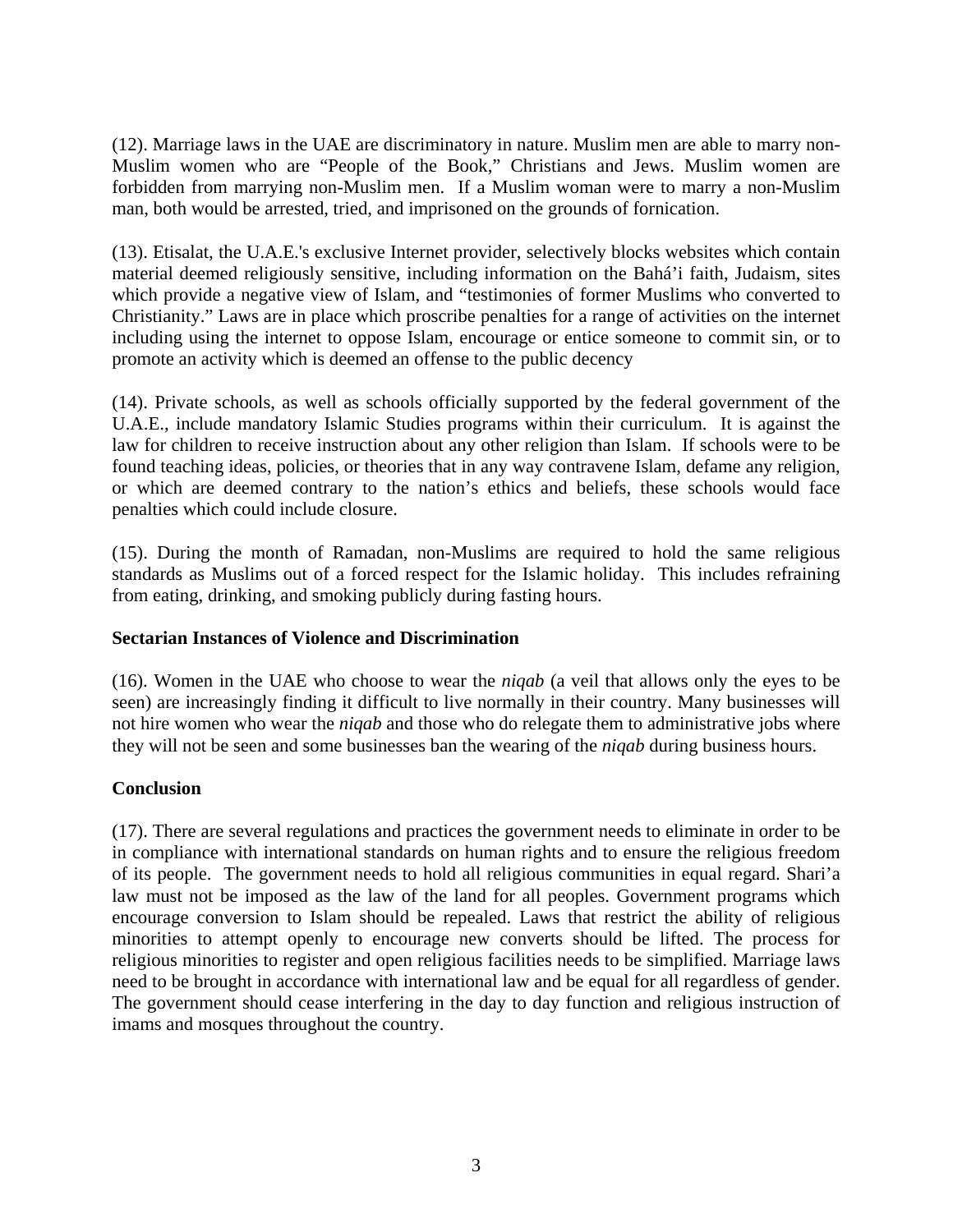(12). Marriage laws in the UAE are discriminatory in nature. Muslim men are able to marry non-Muslim women who are "People of the Book," Christians and Jews. Muslim women are forbidden from marrying non-Muslim men. If a Muslim woman were to marry a non-Muslim man, both would be arrested, tried, and imprisoned on the grounds of fornication.

(13). Etisalat, the U.A.E.'s exclusive Internet provider, selectively blocks websites which contain material deemed religiously sensitive, including information on the Bahá'i faith, Judaism, sites which provide a negative view of Islam, and "testimonies of former Muslims who converted to Christianity." Laws are in place which proscribe penalties for a range of activities on the internet including using the internet to oppose Islam, encourage or entice someone to commit sin, or to promote an activity which is deemed an offense to the public decency

(14). Private schools, as well as schools officially supported by the federal government of the U.A.E., include mandatory Islamic Studies programs within their curriculum. It is against the law for children to receive instruction about any other religion than Islam. If schools were to be found teaching ideas, policies, or theories that in any way contravene Islam, defame any religion, or which are deemed contrary to the nation's ethics and beliefs, these schools would face penalties which could include closure.

(15). During the month of Ramadan, non-Muslims are required to hold the same religious standards as Muslims out of a forced respect for the Islamic holiday. This includes refraining from eating, drinking, and smoking publicly during fasting hours.

**Sectarian Instances of Violence and Discrimination**

(16). Women in the UAE who choose to wear the *niqab* (a veil that allows only the eyes to be seen) are increasingly finding it difficult to live normally in their country. Many businesses will not hire women who wear the *niqab* and those who do relegate them to administrative jobs where they will not be seen and some businesses ban the wearing of the *niqab* during business hours.

**Conclusion**

(17). There are several regulations and practices the government needs to eliminate in order to be in compliance with international standards on human rights and to ensure the religious freedom of its people. The government needs to hold all religious communities in equal regard. Shari'a law must not be imposed as the law of the land for all peoples. Government programs which encourage conversion to Islam should be repealed. Laws that restrict the ability of religious minorities to attempt openly to encourage new converts should be lifted. The process for religious minorities to register and open religious facilities needs to be simplified. Marriage laws need to be brought in accordance with international law and be equal for all regardless of gender. The government should cease interfering in the day to day function and religious instruction of imams and mosques throughout the country.